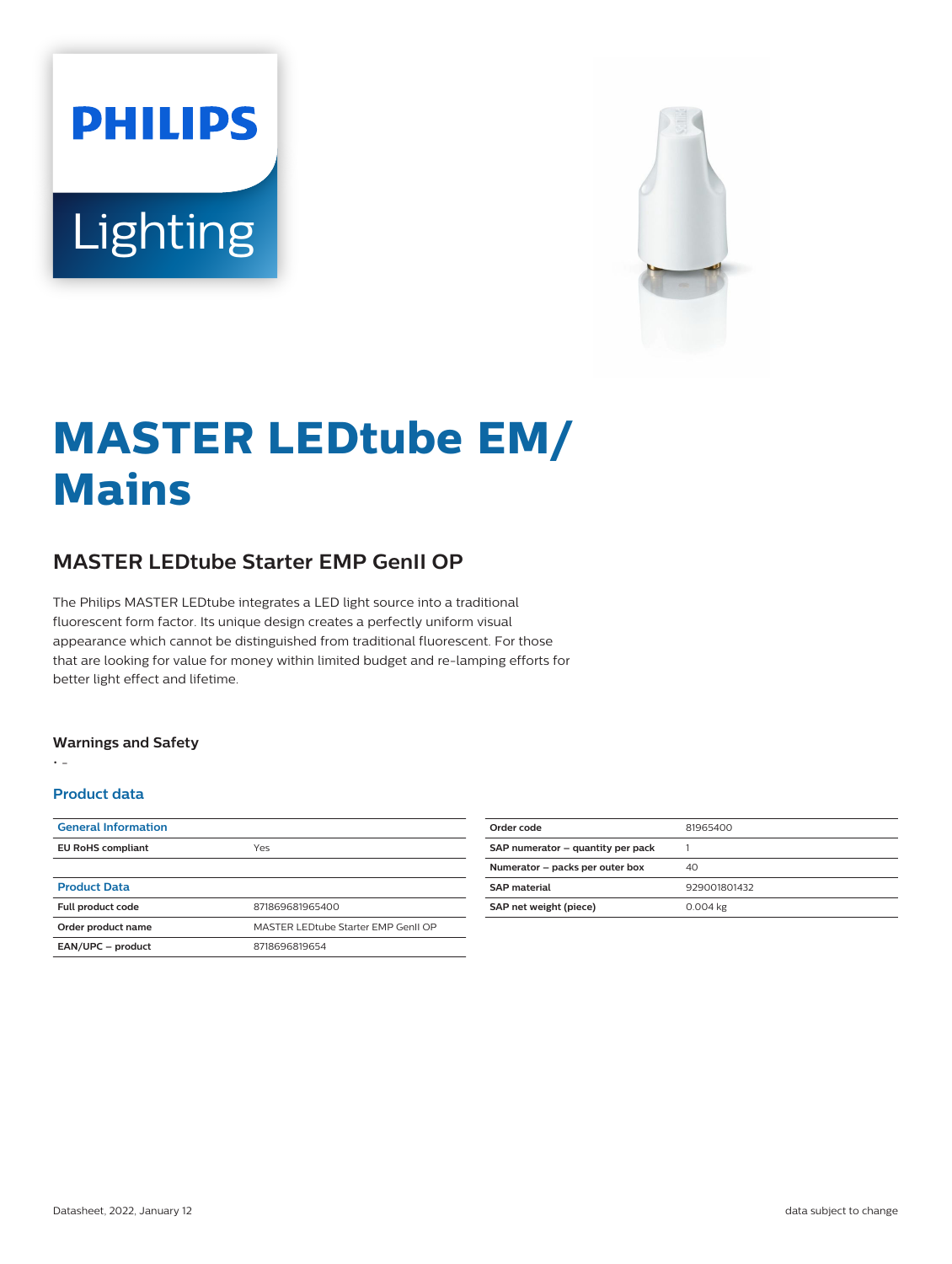# MASTER LEDtube EM/ Mains

## MASTER LEDtube Starter EMP GenII OP

The Philips MASTER LEDtube integrates a LED light source into a traditional fluorescent form factor. Its unique design creates a perfectly uniform visual appearance which cannot be distinguished from traditional fluorescent. For those that are looking for value for money within limited budget and re-lamping efforts for better light effect and lifetime.

### Warnings and Safety

- -

### Product data

| | |
|---|---|
| **General Information** | |
| EU RoHS compliant | Yes |
| | |
| **Product Data** | |
| Full product code | 871869681965400 |
| Order product name | MASTER LEDtube Starter EMP GenII OP |
| EAN/UPC – product | 8718696819654 |

| | |
|---|---|
| Order code | 81965400 |
| SAP numerator – quantity per pack | 1 |
| Numerator – packs per outer box | 40 |
| SAP material | 929001801432 |
| SAP net weight (piece) | 0.004 kg |

Datasheet, 2022, January 12

data subject to change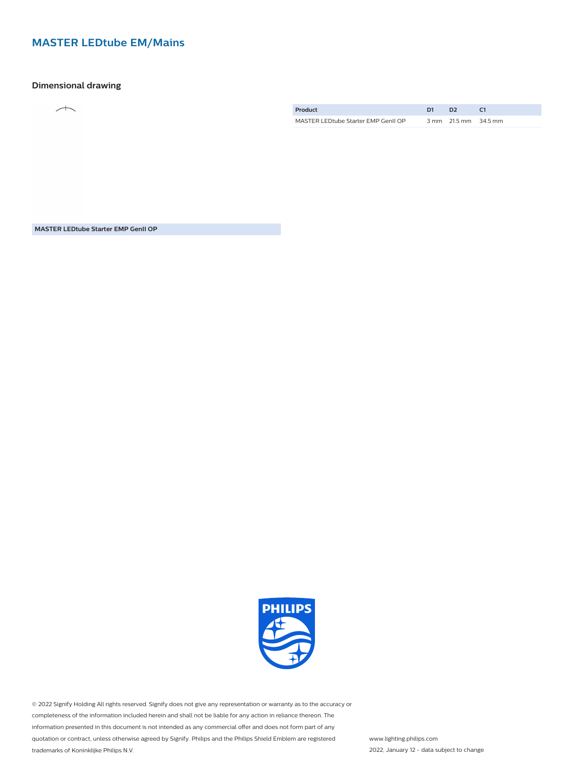## MASTER LEDtube EM/Mains

### Dimensional drawing

| Product | D1 | D2 | C1 |
|---|---|---|---|
| MASTER LEDtube Starter EMP GenII OP | 3 mm | 21.5 mm | 34.5 mm |

**MASTER LEDtube Starter EMP GenII OP**

© 2022 Signify Holding All rights reserved. Signify does not give any representation or warranty as to the accuracy or completeness of the information included herein and shall not be liable for any action in reliance thereon. The information presented in this document is not intended as any commercial offer and does not form part of any quotation or contract, unless otherwise agreed by Signify. Philips and the Philips Shield Emblem are registered trademarks of Koninklijke Philips N.V.

www.lighting.philips.com

2022, January 12 - data subject to change